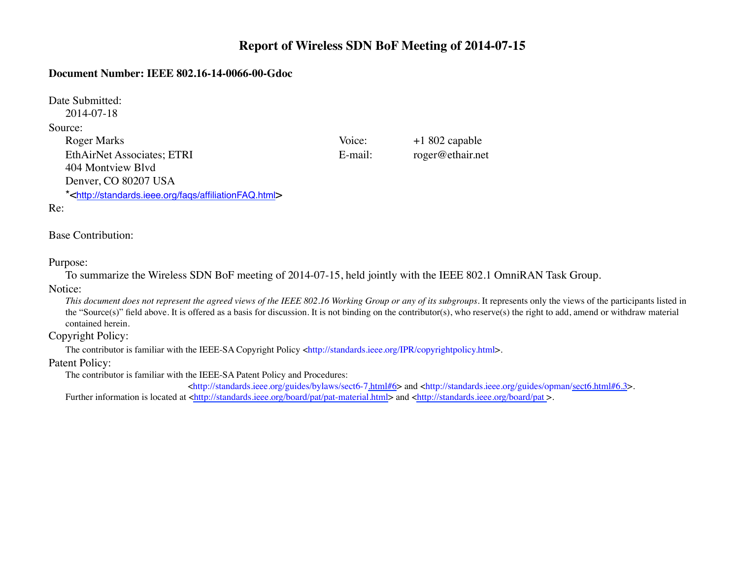# Report of Wireless SDN BoF Meeting of 2014-07-15

**Document Number: IEEE 802.16-14-0066-00-Gdoc**

Date Submitted:

2014-07-18

Source:

Roger Marks
EthAirNet Associates; ETRI
404 Montview Blvd
Denver, CO 80207 USA
*<http://standards.ieee.org/faqs/affiliationFAQ.html>

Voice: +1 802 capable
E-mail: roger@ethair.net

Re:

Base Contribution:

Purpose:

To summarize the Wireless SDN BoF meeting of 2014-07-15, held jointly with the IEEE 802.1 OmniRAN Task Group.

Notice:

*This document does not represent the agreed views of the IEEE 802.16 Working Group or any of its subgroups*. It represents only the views of the participants listed in the "Source(s)" field above. It is offered as a basis for discussion. It is not binding on the contributor(s), who reserve(s) the right to add, amend or withdraw material contained herein.

Copyright Policy:

The contributor is familiar with the IEEE-SA Copyright Policy <http://standards.ieee.org/IPR/copyrightpolicy.html>.

Patent Policy:

The contributor is familiar with the IEEE-SA Patent Policy and Procedures:
<http://standards.ieee.org/guides/bylaws/sect6-7.html#6> and <http://standards.ieee.org/guides/opman/sect6.html#6.3>.
Further information is located at <http://standards.ieee.org/board/pat/pat-material.html> and <http://standards.ieee.org/board/pat >.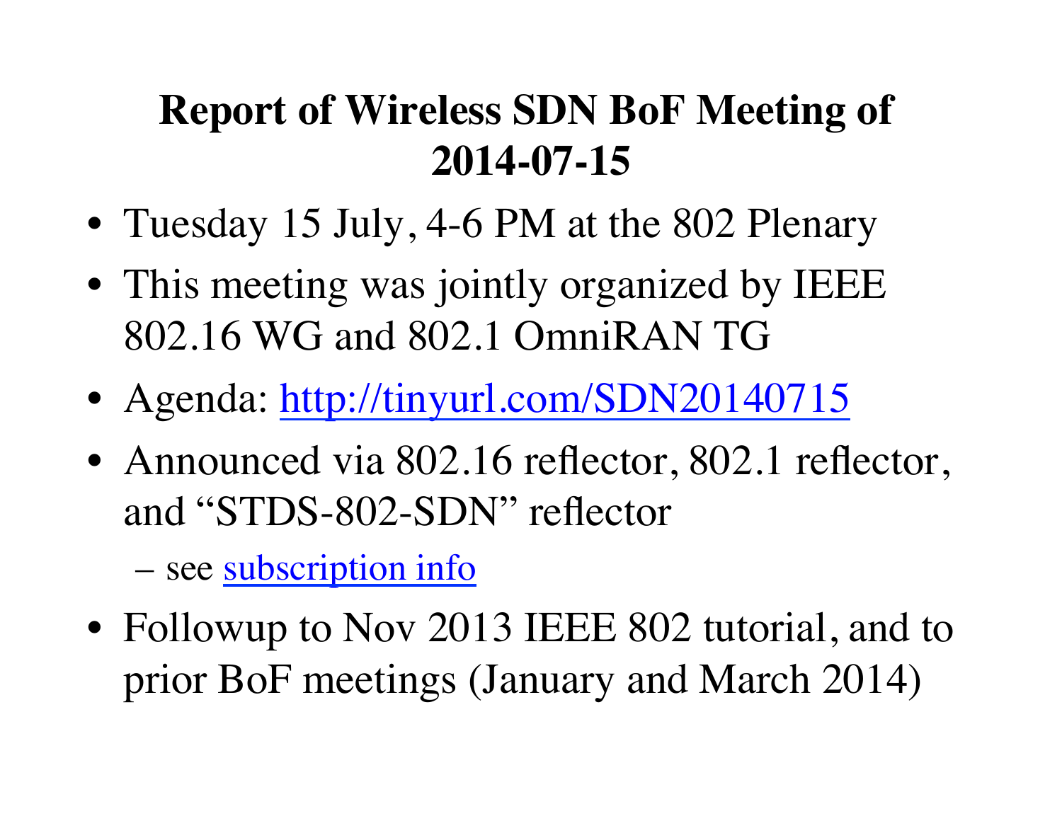# Report of Wireless SDN BoF Meeting of 2014-07-15

- Tuesday 15 July, 4-6 PM at the 802 Plenary
- This meeting was jointly organized by IEEE 802.16 WG and 802.1 OmniRAN TG
- Agenda: [http://tinyurl.com/SDN20140715](http://tinyurl.com/SDN20140715)
- Announced via 802.16 reflector, 802.1 reflector, and "STDS-802-SDN" reflector
  - see subscription info
- Followup to Nov 2013 IEEE 802 tutorial, and to prior BoF meetings (January and March 2014)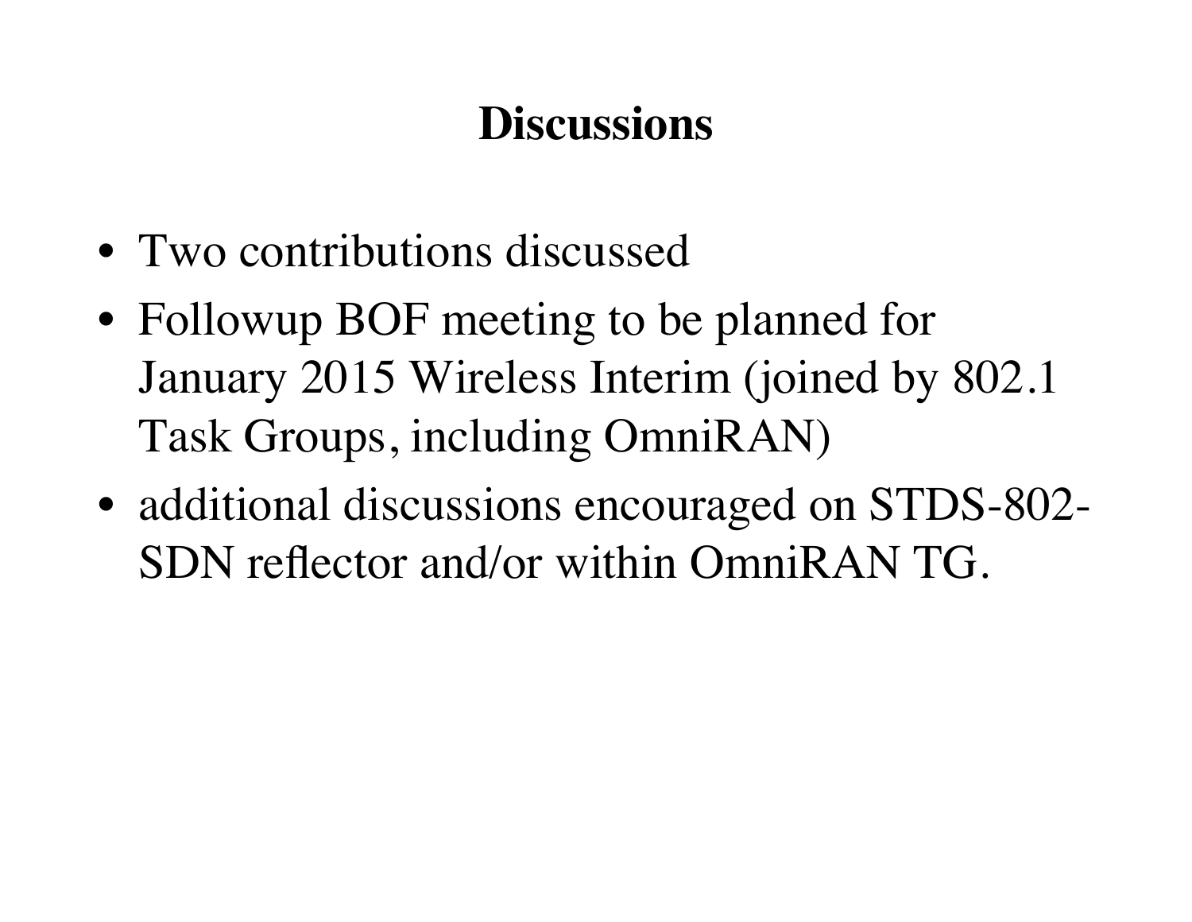# Discussions

- Two contributions discussed
- Followup BOF meeting to be planned for January 2015 Wireless Interim (joined by 802.1 Task Groups, including OmniRAN)
- additional discussions encouraged on STDS-802-SDN reflector and/or within OmniRAN TG.